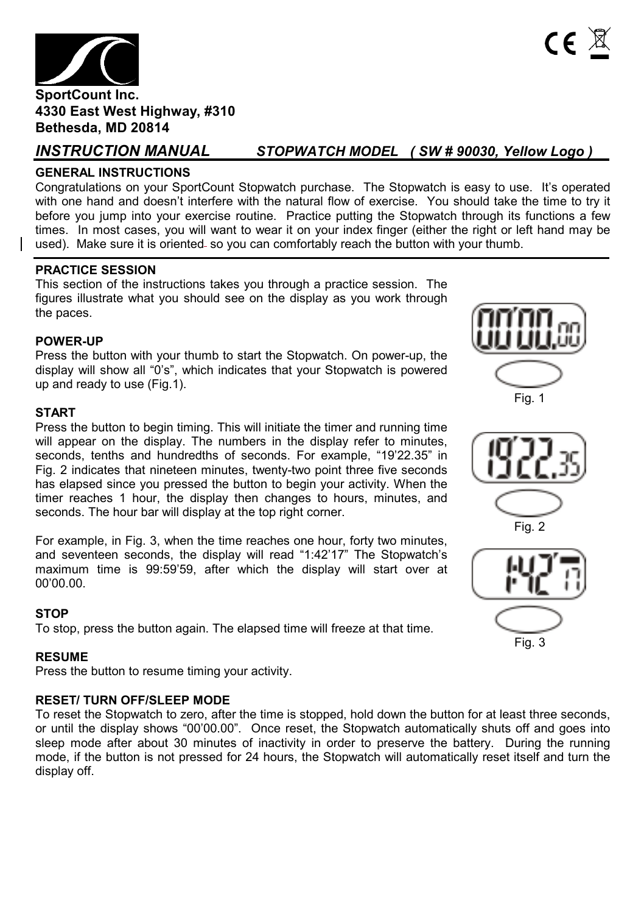**SportCount Inc.**
**4330 East West Highway, #310**
**Bethesda, MD 20814**

## *INSTRUCTION MANUAL* *STOPWATCH MODEL ( SW # 90030, Yellow Logo )*

### GENERAL INSTRUCTIONS

Congratulations on your SportCount Stopwatch purchase. The Stopwatch is easy to use. It's operated with one hand and doesn't interfere with the natural flow of exercise. You should take the time to try it before you jump into your exercise routine. Practice putting the Stopwatch through its functions a few times. In most cases, you will want to wear it on your index finger (either the right or left hand may be used). Make sure it is oriented so you can comfortably reach the button with your thumb.

### PRACTICE SESSION

This section of the instructions takes you through a practice session. The figures illustrate what you should see on the display as you work through the paces.

### POWER-UP

Press the button with your thumb to start the Stopwatch. On power-up, the display will show all "0's", which indicates that your Stopwatch is powered up and ready to use (Fig.1).

Fig. 1

### START

Press the button to begin timing. This will initiate the timer and running time will appear on the display. The numbers in the display refer to minutes, seconds, tenths and hundredths of seconds. For example, "19'22.35" in Fig. 2 indicates that nineteen minutes, twenty-two point three five seconds has elapsed since you pressed the button to begin your activity. When the timer reaches 1 hour, the display then changes to hours, minutes, and seconds. The hour bar will display at the top right corner.

Fig. 2

For example, in Fig. 3, when the time reaches one hour, forty two minutes, and seventeen seconds, the display will read "1:42'17" The Stopwatch's maximum time is 99:59'59, after which the display will start over at 00'00.00.

Fig. 3

### STOP

To stop, press the button again. The elapsed time will freeze at that time.

### RESUME

Press the button to resume timing your activity.

### RESET/ TURN OFF/SLEEP MODE

To reset the Stopwatch to zero, after the time is stopped, hold down the button for at least three seconds, or until the display shows "00'00.00". Once reset, the Stopwatch automatically shuts off and goes into sleep mode after about 30 minutes of inactivity in order to preserve the battery. During the running mode, if the button is not pressed for 24 hours, the Stopwatch will automatically reset itself and turn the display off.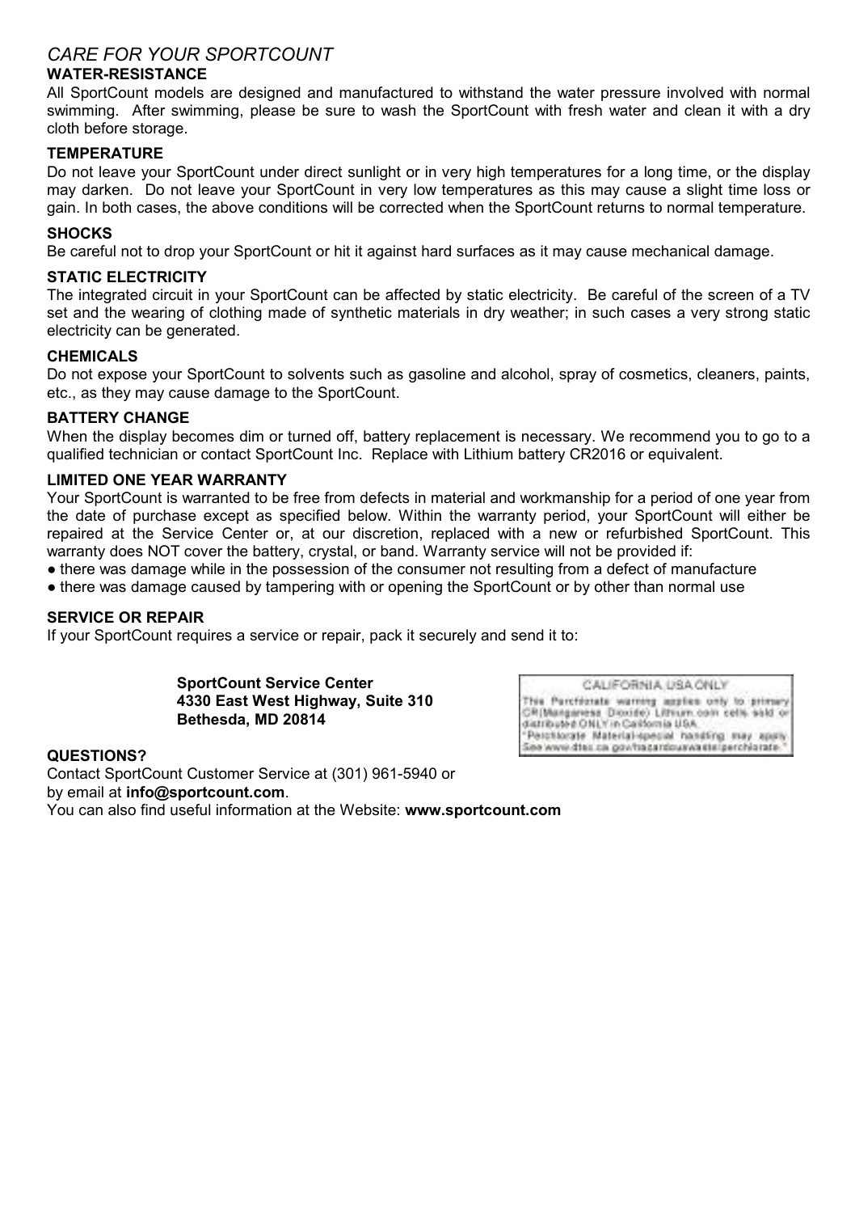## *CARE FOR YOUR SPORTCOUNT*

**WATER-RESISTANCE**

All SportCount models are designed and manufactured to withstand the water pressure involved with normal swimming. After swimming, please be sure to wash the SportCount with fresh water and clean it with a dry cloth before storage.

**TEMPERATURE**

Do not leave your SportCount under direct sunlight or in very high temperatures for a long time, or the display may darken. Do not leave your SportCount in very low temperatures as this may cause a slight time loss or gain. In both cases, the above conditions will be corrected when the SportCount returns to normal temperature.

**SHOCKS**

Be careful not to drop your SportCount or hit it against hard surfaces as it may cause mechanical damage.

**STATIC ELECTRICITY**

The integrated circuit in your SportCount can be affected by static electricity. Be careful of the screen of a TV set and the wearing of clothing made of synthetic materials in dry weather; in such cases a very strong static electricity can be generated.

**CHEMICALS**

Do not expose your SportCount to solvents such as gasoline and alcohol, spray of cosmetics, cleaners, paints, etc., as they may cause damage to the SportCount.

**BATTERY CHANGE**

When the display becomes dim or turned off, battery replacement is necessary. We recommend you to go to a qualified technician or contact SportCount Inc. Replace with Lithium battery CR2016 or equivalent.

**LIMITED ONE YEAR WARRANTY**

Your SportCount is warranted to be free from defects in material and workmanship for a period of one year from the date of purchase except as specified below. Within the warranty period, your SportCount will either be repaired at the Service Center or, at our discretion, replaced with a new or refurbished SportCount. This warranty does NOT cover the battery, crystal, or band. Warranty service will not be provided if:

- there was damage while in the possession of the consumer not resulting from a defect of manufacture
- there was damage caused by tampering with or opening the SportCount or by other than normal use

**SERVICE OR REPAIR**

If your SportCount requires a service or repair, pack it securely and send it to:

**SportCount Service Center**
**4330 East West Highway, Suite 310**
**Bethesda, MD 20814**

CALIFORNIA, USA ONLY
This Perchlorate warning applies only to primary CR(Manganese Dioxide) Lithium coin cells sold or distributed ONLY in California USA.
"Perchlorate Material-special handling may apply. See www.dtsc.ca.gov/hazardouswaste/perchlorate."

**QUESTIONS?**

Contact SportCount Customer Service at (301) 961-5940 or
by email at **info@sportcount.com**.
You can also find useful information at the Website: **www.sportcount.com**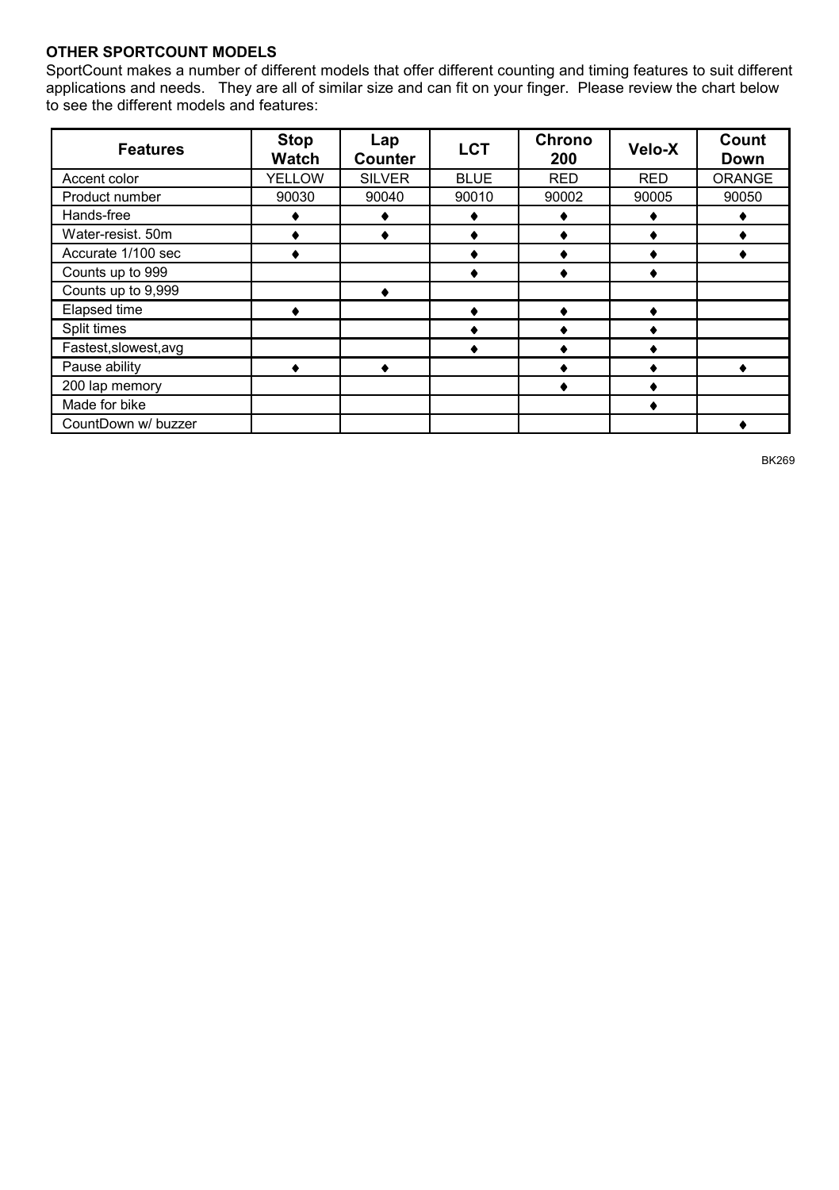**OTHER SPORTCOUNT MODELS**

SportCount makes a number of different models that offer different counting and timing features to suit different applications and needs. They are all of similar size and can fit on your finger. Please review the chart below to see the different models and features:

| Features | Stop Watch | Lap Counter | LCT | Chrono 200 | Velo-X | Count Down |
|---|---|---|---|---|---|---|
| Accent color | YELLOW | SILVER | BLUE | RED | RED | ORANGE |
| Product number | 90030 | 90040 | 90010 | 90002 | 90005 | 90050 |
| Hands-free | ♦ | ♦ | ♦ | ♦ | ♦ | ♦ |
| Water-resist. 50m | ♦ | ♦ | ♦ | ♦ | ♦ | ♦ |
| Accurate 1/100 sec | ♦ | | ♦ | ♦ | ♦ | ♦ |
| Counts up to 999 | | | ♦ | ♦ | ♦ | |
| Counts up to 9,999 | | ♦ | | | | |
| Elapsed time | ♦ | | ♦ | ♦ | ♦ | |
| Split times | | | ♦ | ♦ | ♦ | |
| Fastest,slowest,avg | | | ♦ | ♦ | ♦ | |
| Pause ability | ♦ | ♦ | | ♦ | ♦ | ♦ |
| 200 lap memory | | | | ♦ | ♦ | |
| Made for bike | | | | | ♦ | |
| CountDown w/ buzzer | | | | | | ♦ |

BK269